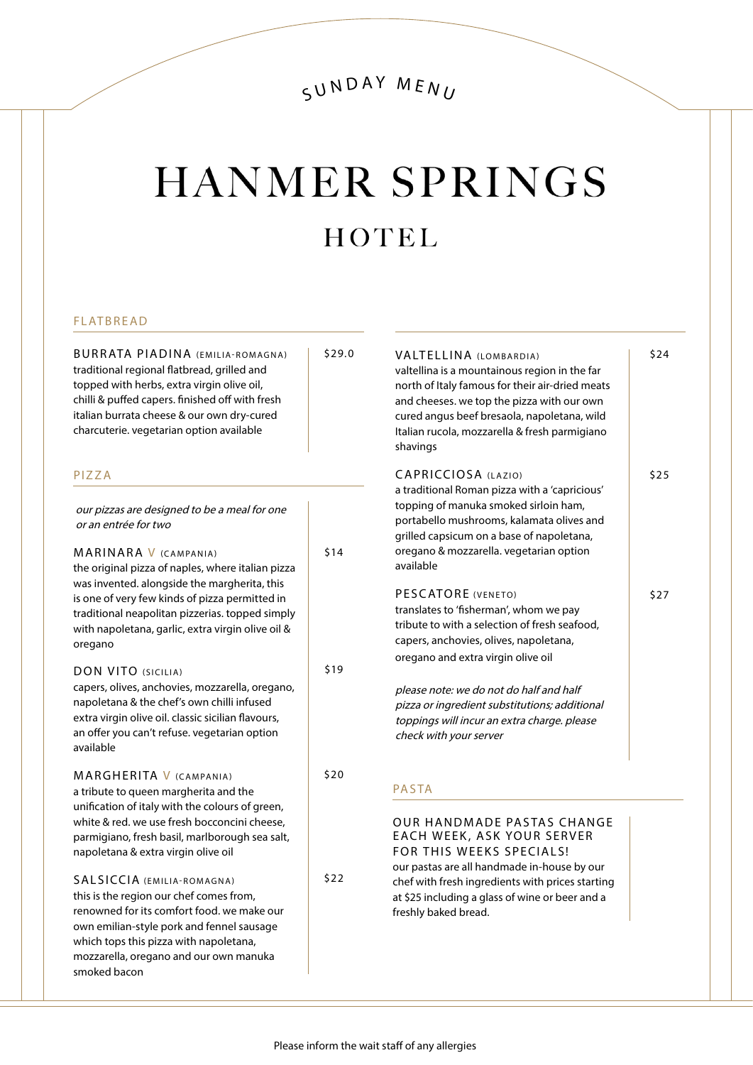SUNDAY MENU

# HANMER SPRINGS

## HOTEL

### FLATBREAD

**BURRATA PIADINA** (EMILIA-ROMAGNA) — $29.0
traditional regional flatbread, grilled and topped with herbs, extra virgin olive oil, chilli & puffed capers. finished off with fresh italian burrata cheese & our own dry-cured charcuterie. vegetarian option available

### PIZZA

*our pizzas are designed to be a meal for one or an entrée for two*

**MARINARA** V (CAMPANIA) — $14
the original pizza of naples, where italian pizza was invented. alongside the margherita, this is one of very few kinds of pizza permitted in traditional neapolitan pizzerias. topped simply with napoletana, garlic, extra virgin olive oil & oregano

**DON VITO** (SICILIA) — $19
capers, olives, anchovies, mozzarella, oregano, napoletana & the chef's own chilli infused extra virgin olive oil. classic sicilian flavours, an offer you can't refuse. vegetarian option available

**MARGHERITA** V (CAMPANIA) — $20
a tribute to queen margherita and the unification of italy with the colours of green, white & red. we use fresh bocconcini cheese, parmigiano, fresh basil, marlborough sea salt, napoletana & extra virgin olive oil

**SALSICCIA** (EMILIA-ROMAGNA) — $22
this is the region our chef comes from, renowned for its comfort food. we make our own emilian-style pork and fennel sausage which tops this pizza with napoletana, mozzarella, oregano and our own manuka smoked bacon

**VALTELLINA** (LOMBARDIA) — $24
valtellina is a mountainous region in the far north of Italy famous for their air-dried meats and cheeses. we top the pizza with our own cured angus beef bresaola, napoletana, wild Italian rucola, mozzarella & fresh parmigiano shavings

**CAPRICCIOSA** (LAZIO) — $25
a traditional Roman pizza with a 'capricious' topping of manuka smoked sirloin ham, portabello mushrooms, kalamata olives and grilled capsicum on a base of napoletana, oregano & mozzarella. vegetarian option available

**PESCATORE** (VENETO) — $27
translates to 'fisherman', whom we pay tribute to with a selection of fresh seafood, capers, anchovies, olives, napoletana, oregano and extra virgin olive oil

*please note: we do not do half and half pizza or ingredient substitutions; additional toppings will incur an extra charge. please check with your server*

### PASTA

**OUR HANDMADE PASTAS CHANGE EACH WEEK, ASK YOUR SERVER FOR THIS WEEKS SPECIALS!**
our pastas are all handmade in-house by our chef with fresh ingredients with prices starting at $25 including a glass of wine or beer and a freshly baked bread.

Please inform the wait staff of any allergies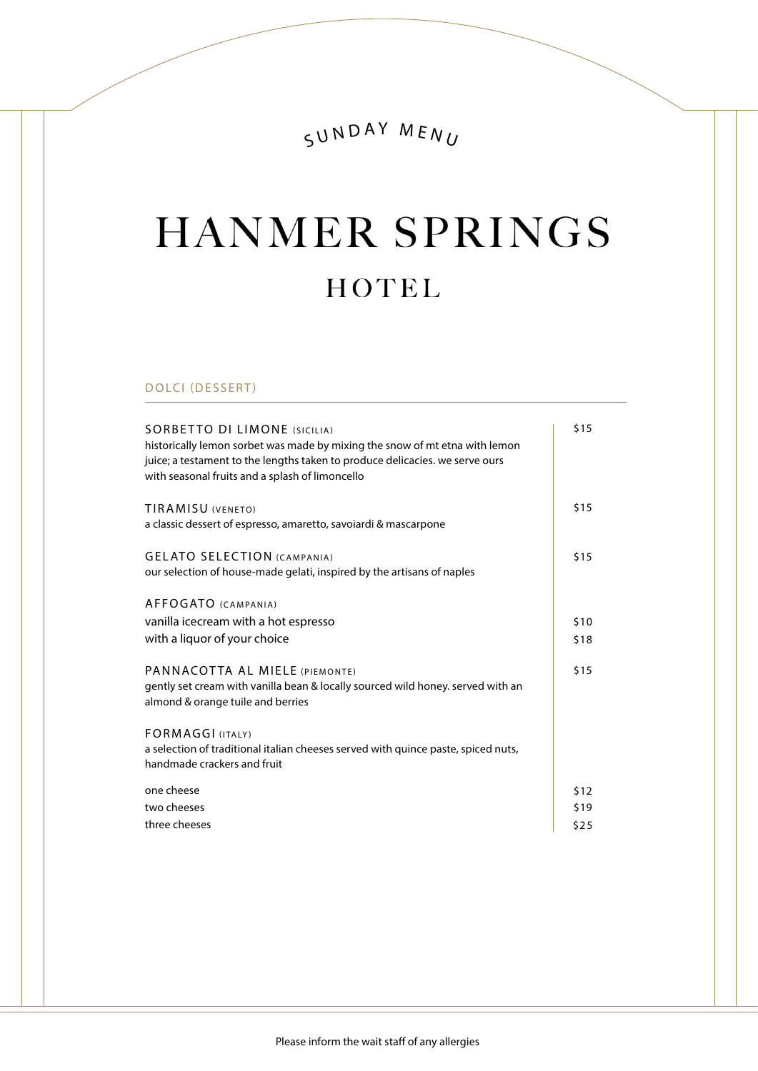SUNDAY MENU

# HANMER SPRINGS
## HOTEL

### DOLCI (DESSERT)

**SORBETTO DI LIMONE** (SICILIA) — $15
historically lemon sorbet was made by mixing the snow of mt etna with lemon juice; a testament to the lengths taken to produce delicacies. we serve ours with seasonal fruits and a splash of limoncello

**TIRAMISU** (VENETO) — $15
a classic dessert of espresso, amaretto, savoiardi & mascarpone

**GELATO SELECTION** (CAMPANIA) — $15
our selection of house-made gelati, inspired by the artisans of naples

**AFFOGATO** (CAMPANIA)
vanilla icecream with a hot espresso — $10
with a liquor of your choice — $18

**PANNACOTTA AL MIELE** (PIEMONTE) — $15
gently set cream with vanilla bean & locally sourced wild honey. served with an almond & orange tuile and berries

**FORMAGGI** (ITALY)
a selection of traditional italian cheeses served with quince paste, spiced nuts, handmade crackers and fruit

one cheese — $12
two cheeses — $19
three cheeses — $25

Please inform the wait staff of any allergies